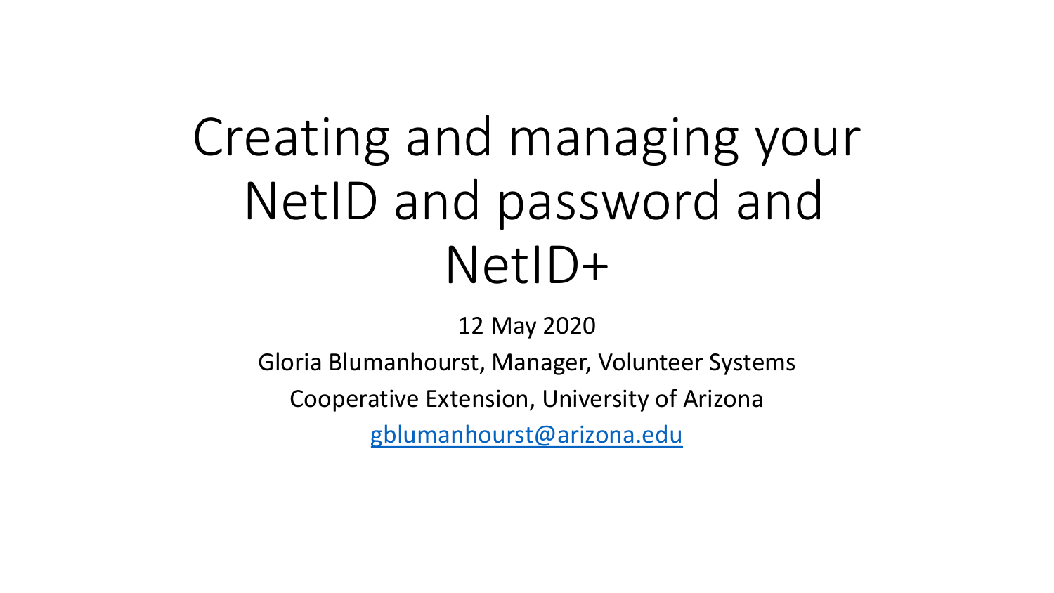# Creating and managing your NetID and password and NetID+

12 May 2020

Gloria Blumanhourst, Manager, Volunteer Systems

Cooperative Extension, University of Arizona

gblumanhourst@arizona.edu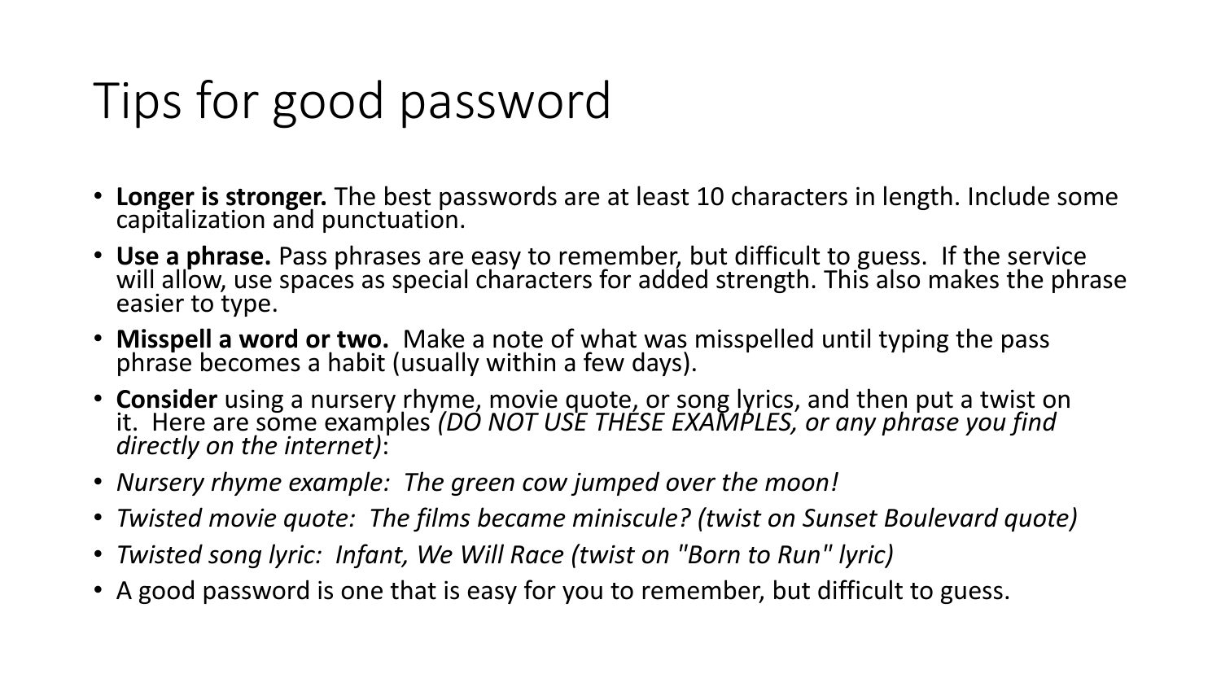# Tips for good password

- **Longer is stronger.** The best passwords are at least 10 characters in length. Include some capitalization and punctuation.
- **Use a phrase.** Pass phrases are easy to remember, but difficult to guess. If the service will allow, use spaces as special characters for added strength. This also makes the phrase easier to type.
- **Misspell a word or two.** Make a note of what was misspelled until typing the pass phrase becomes a habit (usually within a few days).
- **Consider** using a nursery rhyme, movie quote, or song lyrics, and then put a twist on it. Here are some examples *(DO NOT USE THESE EXAMPLES, or any phrase you find directly on the internet)*:
- *Nursery rhyme example: The green cow jumped over the moon!*
- *Twisted movie quote: The films became miniscule? (twist on Sunset Boulevard quote)*
- *Twisted song lyric: Infant, We Will Race (twist on "Born to Run" lyric)*
- A good password is one that is easy for you to remember, but difficult to guess.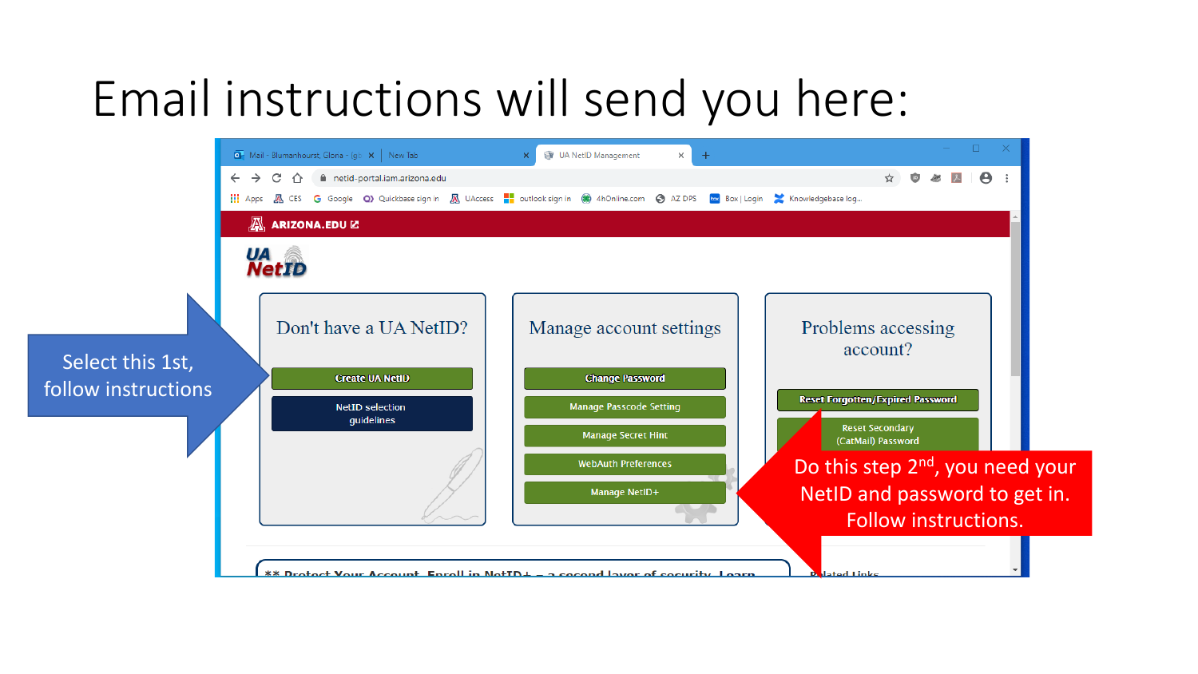# Email instructions will send you here:

Select this 1st, follow instructions

ARIZONA.EDU

UA NetID

**Don't have a UA NetID?**

- Create UA NetID
- NetID selection guidelines

**Manage account settings**

- Change Password
- Manage Passcode Setting
- Manage Secret Hint
- WebAuth Preferences
- Manage NetID+

**Problems accessing account?**

- Reset Forgotten/Expired Password
- Reset Secondary (CatMail) Password

Do this step 2nd, you need your NetID and password to get in. Follow instructions.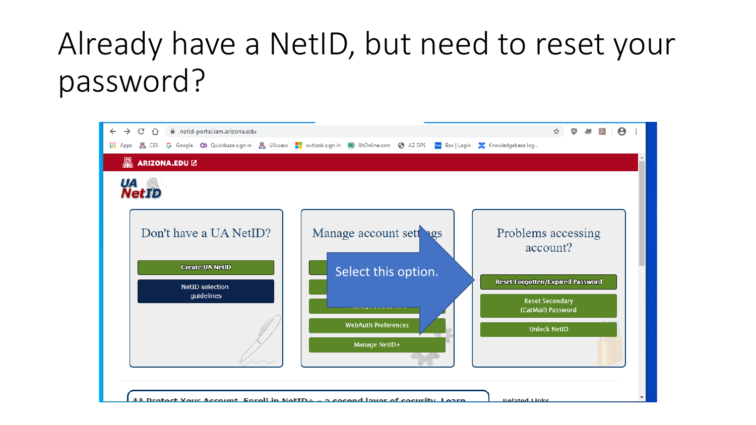# Already have a NetID, but need to reset your password?

ARIZONA.EDU

UA NetID

Don't have a UA NetID?

Create UA NetID

NetID selection guidelines

Manage account settings

WebAuth Preferences

Manage NetID+

Select this option.

Problems accessing account?

Reset Forgotten/Expired Password

Reset Secondary (CatMail) Password

Unlock NetID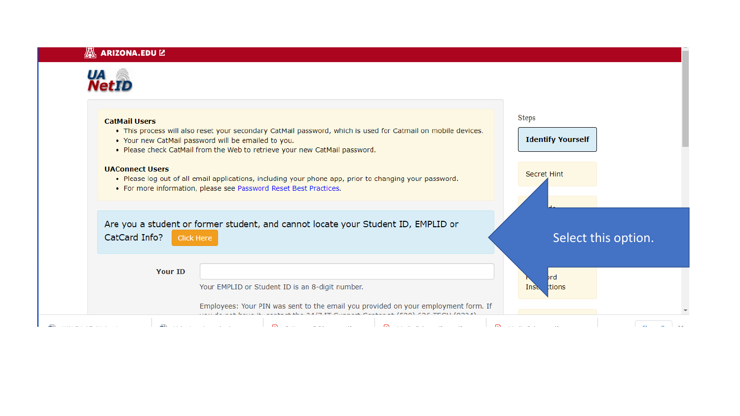ARIZONA.EDU

UA NetID

**CatMail Users**

- This process will also reset your secondary CatMail password, which is used for Catmail on mobile devices.
- Your new CatMail password will be emailed to you.
- Please check CatMail from the Web to retrieve your new CatMail password.

**UAConnect Users**

- Please log out of all email applications, including your phone app, prior to changing your password.
- For more information, please see Password Reset Best Practices.

Are you a student or former student, and cannot locate your Student ID, EMPLID or CatCard Info? Click Here

**Your ID**

Your EMPLID or Student ID is an 8-digit number.

Employees: Your PIN was sent to the email you provided on your employment form. If

Steps

**Identify Yourself**

Secret Hint

Password Instructions

Select this option.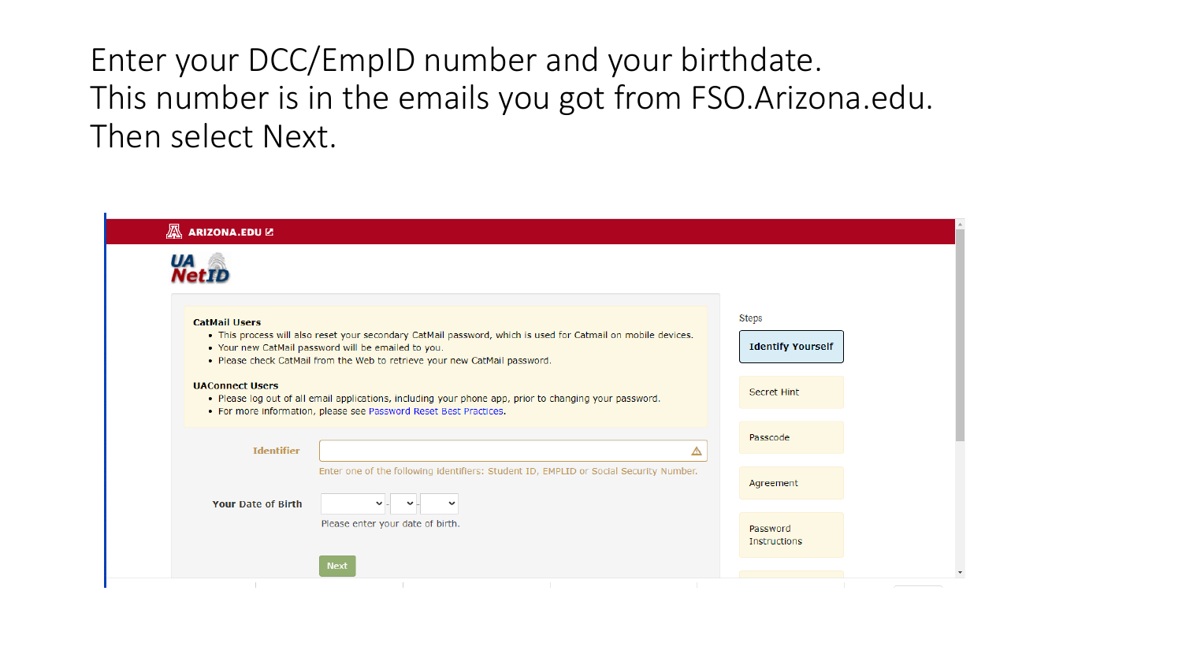Enter your DCC/EmpID number and your birthdate.
This number is in the emails you got from FSO.Arizona.edu.
Then select Next.

ARIZONA.EDU

UA NetID

**CatMail Users**

- This process will also reset your secondary CatMail password, which is used for Catmail on mobile devices.
- Your new CatMail password will be emailed to you.
- Please check CatMail from the Web to retrieve your new CatMail password.

**UAConnect Users**

- Please log out of all email applications, including your phone app, prior to changing your password.
- For more information, please see Password Reset Best Practices.

**Identifier**

Enter one of the following identifiers: Student ID, EMPLID or Social Security Number.

**Your Date of Birth**

Please enter your date of birth.

Next

Steps

- Identify Yourself
- Secret Hint
- Passcode
- Agreement
- Password Instructions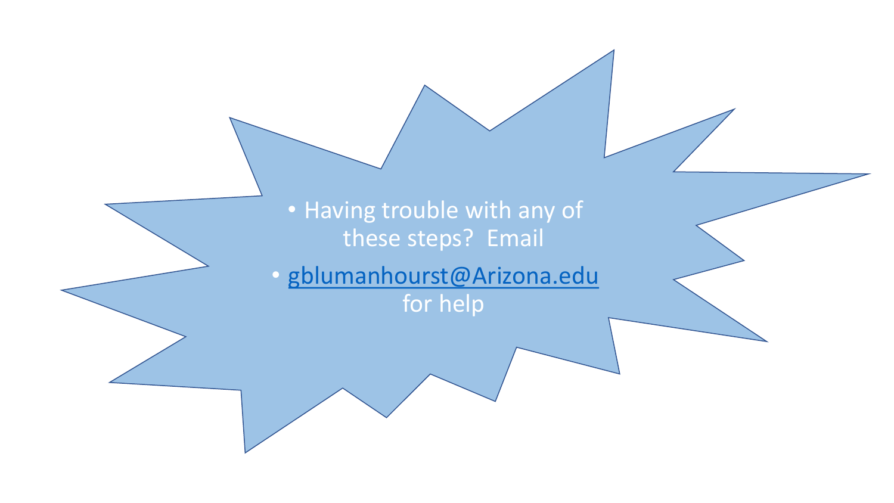- Having trouble with any of these steps? Email
- gblumanhourst@Arizona.edu for help